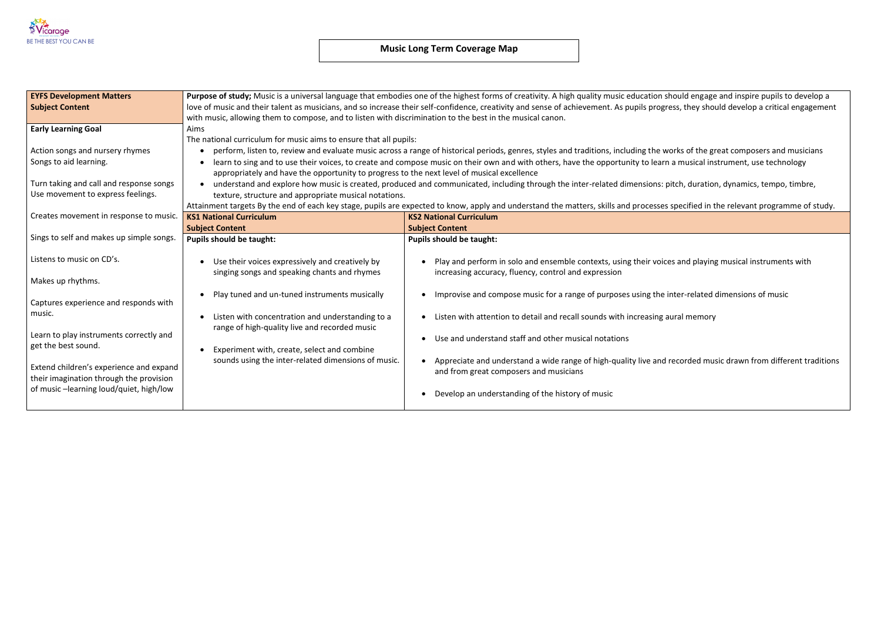Vicarage
BE THE BEST YOU CAN BE

# Music Long Term Coverage Map

| **EYFS Development Matters Subject Content** | **Purpose of study;** Music is a universal language that embodies one of the highest forms of creativity. A high quality music education should engage and inspire pupils to develop a love of music and their talent as musicians, and so increase their self-confidence, creativity and sense of achievement. As pupils progress, they should develop a critical engagement with music, allowing them to compose, and to listen with discrimination to the best in the musical canon. | |
|---|---|---|
| **Early Learning Goal**<br><br>Action songs and nursery rhymes<br>Songs to aid learning.<br><br>Turn taking and call and response songs<br>Use movement to express feelings. | Aims<br>The national curriculum for music aims to ensure that all pupils:<br>• perform, listen to, review and evaluate music across a range of historical periods, genres, styles and traditions, including the works of the great composers and musicians<br>• learn to sing and to use their voices, to create and compose music on their own and with others, have the opportunity to learn a musical instrument, use technology appropriately and have the opportunity to progress to the next level of musical excellence<br>• understand and explore how music is created, produced and communicated, including through the inter-related dimensions: pitch, duration, dynamics, tempo, timbre, texture, structure and appropriate musical notations.<br>Attainment targets By the end of each key stage, pupils are expected to know, apply and understand the matters, skills and processes specified in the relevant programme of study. | |
| Creates movement in response to music. | **KS1 National Curriculum Subject Content** | **KS2 National Curriculum Subject Content** |
| Sings to self and makes up simple songs.<br><br>Listens to music on CD's.<br><br>Makes up rhythms.<br><br>Captures experience and responds with music.<br><br>Learn to play instruments correctly and get the best sound.<br><br>Extend children's experience and expand their imagination through the provision of music –learning loud/quiet, high/low | **Pupils should be taught:**<br><br>• Use their voices expressively and creatively by singing songs and speaking chants and rhymes<br><br>• Play tuned and un-tuned instruments musically<br><br>• Listen with concentration and understanding to a range of high-quality live and recorded music<br><br>• Experiment with, create, select and combine sounds using the inter-related dimensions of music. | **Pupils should be taught:**<br><br>• Play and perform in solo and ensemble contexts, using their voices and playing musical instruments with increasing accuracy, fluency, control and expression<br><br>• Improvise and compose music for a range of purposes using the inter-related dimensions of music<br><br>• Listen with attention to detail and recall sounds with increasing aural memory<br><br>• Use and understand staff and other musical notations<br><br>• Appreciate and understand a wide range of high-quality live and recorded music drawn from different traditions and from great composers and musicians<br><br>• Develop an understanding of the history of music |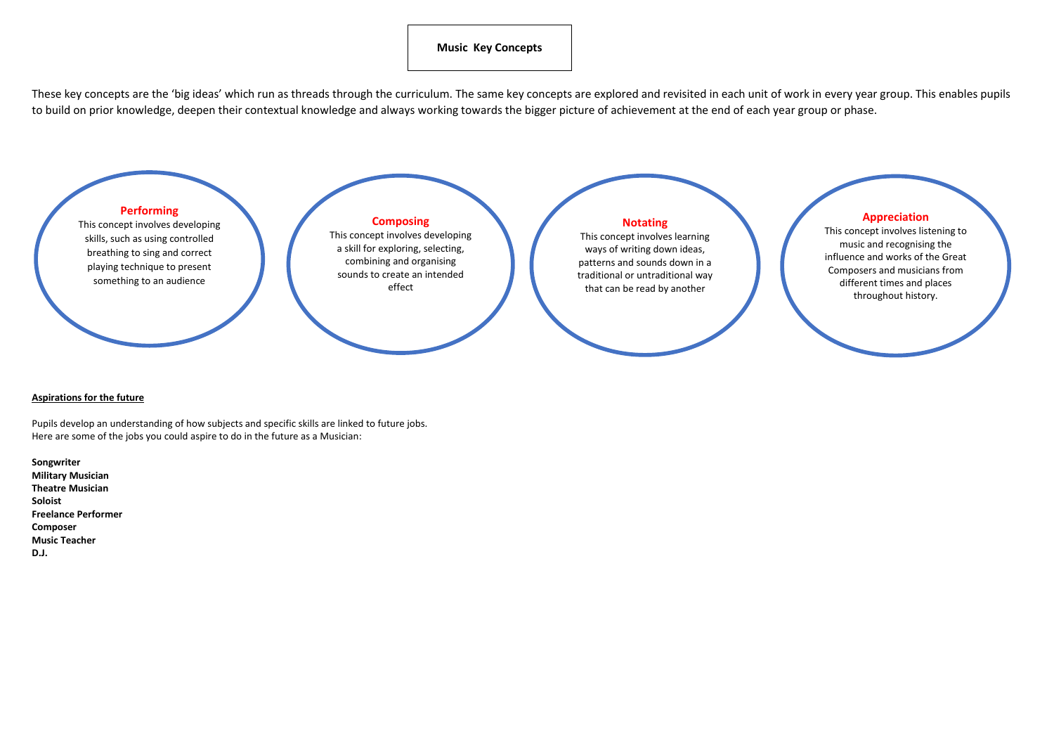# Music Key Concepts

These key concepts are the 'big ideas' which run as threads through the curriculum. The same key concepts are explored and revisited in each unit of work in every year group. This enables pupils to build on prior knowledge, deepen their contextual knowledge and always working towards the bigger picture of achievement at the end of each year group or phase.

## Performing

This concept involves developing skills, such as using controlled breathing to sing and correct playing technique to present something to an audience

## Composing

This concept involves developing a skill for exploring, selecting, combining and organising sounds to create an intended effect

## Notating

This concept involves learning ways of writing down ideas, patterns and sounds down in a traditional or untraditional way that can be read by another

## Appreciation

This concept involves listening to music and recognising the influence and works of the Great Composers and musicians from different times and places throughout history.

**Aspirations for the future**

Pupils develop an understanding of how subjects and specific skills are linked to future jobs.
Here are some of the jobs you could aspire to do in the future as a Musician:

**Songwriter**
**Military Musician**
**Theatre Musician**
**Soloist**
**Freelance Performer**
**Composer**
**Music Teacher**
**D.J.**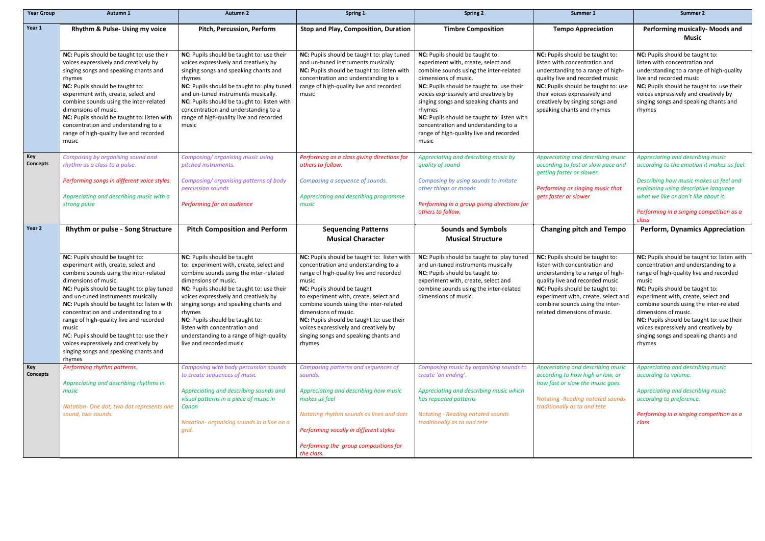| Year Group | Autumn 1 | Autumn 2 | Spring 1 | Spring 2 | Summer 1 | Summer 2 |
|---|---|---|---|---|---|---|
| **Year 1** | **Rhythm & Pulse- Using my voice** | **Pitch, Percussion, Perform** | **Stop and Play, Composition, Duration** | **Timbre Composition** | **Tempo Appreciation** | **Performing musically- Moods and Music** |
| | **NC:** Pupils should be taught to: use their voices expressively and creatively by singing songs and speaking chants and rhymes<br>**NC:** Pupils should be taught to: experiment with, create, select and combine sounds using the inter-related dimensions of music.<br>**NC:** Pupils should be taught to: listen with concentration and understanding to a range of high-quality live and recorded music | **NC:** Pupils should be taught to: use their voices expressively and creatively by singing songs and speaking chants and rhymes<br>**NC:** Pupils should be taught to: play tuned and un-tuned instruments musically.<br>**NC:** Pupils should be taught to: listen with concentration and understanding to a range of high-quality live and recorded music | **NC:** Pupils should be taught to: play tuned and un-tuned instruments musically<br>**NC:** Pupils should be taught to: listen with concentration and understanding to a range of high-quality live and recorded music | **NC:** Pupils should be taught to: experiment with, create, select and combine sounds using the inter-related dimensions of music.<br>**NC:** Pupils should be taught to: use their voices expressively and creatively by singing songs and speaking chants and rhymes<br>**NC:** Pupils should be taught to: listen with concentration and understanding to a range of high-quality live and recorded music | **NC:** Pupils should be taught to: listen with concentration and understanding to a range of high-quality live and recorded music<br>**NC:** Pupils should be taught to: use their voices expressively and creatively by singing songs and speaking chants and rhymes | **NC:** Pupils should be taught to: listen with concentration and understanding to a range of high-quality live and recorded music<br>**NC:** Pupils should be taught to: use their voices expressively and creatively by singing songs and speaking chants and rhymes |
| **Key Concepts** | *Composing by organising sound and rhythm as a class to a pulse.*<br><br>*Performing songs in different voice styles.*<br><br>*Appreciating and describing music with a strong pulse* | *Composing/ organising music using pitched instruments.*<br><br>*Composing/ organising patterns of body percussion sounds*<br><br>*Performing for an audience* | *Performing as a class giving directions for others to follow.*<br><br>*Composing a sequence of sounds.*<br><br>*Appreciating and describing programme music* | *Appreciating and describing music by quality of sound*<br><br>*Composing by using sounds to imitate other things or moods*<br><br>*Performing in a group giving directions for others to follow.* | *Appreciating and describing music according to fast or slow pace and getting faster or slower.*<br><br>*Performing or singing music that gets faster or slower* | *Appreciating and describing music according to the emotion it makes us feel.*<br><br>*Describing how music makes us feel and explaining using descriptive language what we like or don't like about it.*<br><br>*Performing in a singing competition as a class* |
| **Year 2** | **Rhythm or pulse - Song Structure** | **Pitch Composition and Perform** | **Sequencing Patterns Musical Character** | **Sounds and Symbols Musical Structure** | **Changing pitch and Tempo** | **Perform, Dynamics Appreciation** |
| | **NC**: Pupils should be taught to: experiment with, create, select and combine sounds using the inter-related dimensions of music.<br>**NC:** Pupils should be taught to: play tuned and un-tuned instruments musically<br>**NC:** Pupils should be taught to: listen with concentration and understanding to a range of high-quality live and recorded music<br>NC: Pupils should be taught to: use their voices expressively and creatively by singing songs and speaking chants and rhymes | **NC:** Pupils should be taught to: experiment with, create, select and combine sounds using the inter-related dimensions of music.<br>**NC:** Pupils should be taught to: use their voices expressively and creatively by singing songs and speaking chants and rhymes<br>**NC:** Pupils should be taught to: listen with concentration and understanding to a range of high-quality live and recorded music | **NC:** Pupils should be taught to: listen with concentration and understanding to a range of high-quality live and recorded music<br>**NC:** Pupils should be taught to experiment with, create, select and combine sounds using the inter-related dimensions of music.<br>**NC:** Pupils should be taught to: use their voices expressively and creatively by singing songs and speaking chants and rhymes | **NC:** Pupils should be taught to: play tuned and un-tuned instruments musically<br>**NC:** Pupils should be taught to: experiment with, create, select and combine sounds using the inter-related dimensions of music. | **NC:** Pupils should be taught to: listen with concentration and understanding to a range of high-quality live and recorded music<br>**NC:** Pupils should be taught to: experiment with, create, select and combine sounds using the inter-related dimensions of music. | **NC:** Pupils should be taught to: listen with concentration and understanding to a range of high-quality live and recorded music<br>**NC:** Pupils should be taught to: experiment with, create, select and combine sounds using the inter-related dimensions of music.<br>**NC:** Pupils should be taught to: use their voices expressively and creatively by singing songs and speaking chants and rhymes |
| **Key Concepts** | *Performing rhythm patterns.*<br><br>*Appreciating and describing rhythms in music*<br><br>*Notation- One dot, two dot represents one sound, two sounds.* | *Composing with body percussion sounds to create sequences of music*<br><br>*Appreciating and describing sounds and visual patterns in a piece of music in Canon*<br><br>*Notation- organising sounds in a line on a grid.* | *Composing patterns and sequences of sounds.*<br><br>*Appreciating and describing how music makes us feel*<br><br>*Notating rhythm sounds as lines and dots*<br><br>*Performing vocally in different styles*<br><br>*Performing the group compositions for the class.* | *Composing music by organising sounds to create 'an ending'.*<br><br>*Appreciating and describing music which has repeated patterns*<br><br>*Notating - Reading notated sounds traditionally as ta and tete* | *Appreciating and describing music according to how high or low, or how fast or slow the music goes.*<br><br>*Notating -Reading notated sounds traditionally as ta and tete* | *Appreciating and describing music according to volume.*<br><br>*Appreciating and describing music according to preference.*<br><br>*Performing in a singing competition as a class* |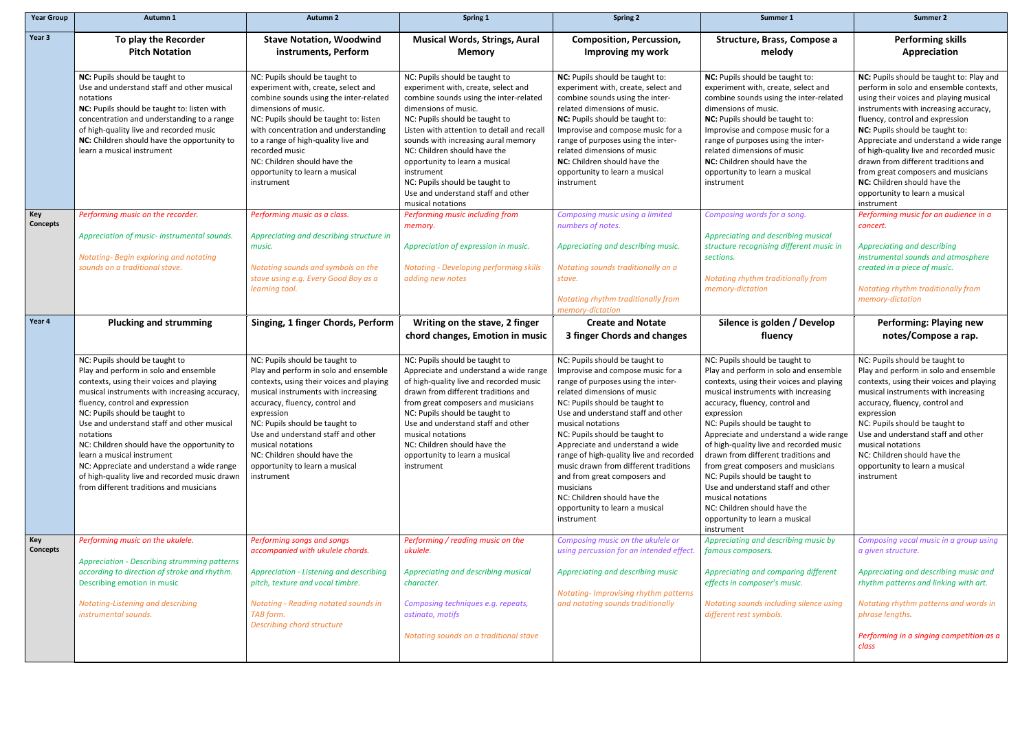| Year Group | Autumn 1 | Autumn 2 | Spring 1 | Spring 2 | Summer 1 | Summer 2 |
|---|---|---|---|---|---|---|
| **Year 3** | **To play the Recorder Pitch Notation** | **Stave Notation, Woodwind instruments, Perform** | **Musical Words, Strings, Aural Memory** | **Composition, Percussion, Improving my work** | **Structure, Brass, Compose a melody** | **Performing skills Appreciation** |
| | **NC:** Pupils should be taught to Use and understand staff and other musical notations **NC:** Pupils should be taught to: listen with concentration and understanding to a range of high-quality live and recorded music **NC:** Children should have the opportunity to learn a musical instrument | NC: Pupils should be taught to experiment with, create, select and combine sounds using the inter-related dimensions of music. NC: Pupils should be taught to: listen with concentration and understanding to a range of high-quality live and recorded music NC: Children should have the opportunity to learn a musical instrument | NC: Pupils should be taught to experiment with, create, select and combine sounds using the inter-related dimensions of music. NC: Pupils should be taught to Listen with attention to detail and recall sounds with increasing aural memory NC: Children should have the opportunity to learn a musical instrument NC: Pupils should be taught to Use and understand staff and other musical notations | **NC:** Pupils should be taught to: experiment with, create, select and combine sounds using the inter-related dimensions of music. **NC:** Pupils should be taught to: Improvise and compose music for a range of purposes using the inter-related dimensions of music **NC:** Children should have the opportunity to learn a musical instrument | **NC:** Pupils should be taught to: experiment with, create, select and combine sounds using the inter-related dimensions of music. **NC:** Pupils should be taught to: Improvise and compose music for a range of purposes using the inter-related dimensions of music **NC:** Children should have the opportunity to learn a musical instrument | **NC:** Pupils should be taught to: Play and perform in solo and ensemble contexts, using their voices and playing musical instruments with increasing accuracy, fluency, control and expression **NC:** Pupils should be taught to: Appreciate and understand a wide range of high-quality live and recorded music drawn from different traditions and from great composers and musicians **NC:** Children should have the opportunity to learn a musical instrument |
| **Key Concepts** | *Performing music on the recorder.* *Appreciation of music- instrumental sounds.* *Notating- Begin exploring and notating sounds on a traditional stave.* | *Performing music as a class.* *Appreciating and describing structure in music.* *Notating sounds and symbols on the stave using e.g. Every Good Boy as a learning tool.* | *Performing music including from memory.* *Appreciation of expression in music.* *Notating - Developing performing skills adding new notes* | *Composing music using a limited numbers of notes.* *Appreciating and describing music.* *Notating sounds traditionally on a stave.* *Notating rhythm traditionally from memory-dictation* | *Composing words for a song.* *Appreciating and describing musical structure recognising different music in sections.* *Notating rhythm traditionally from memory-dictation* | *Performing music for an audience in a concert.* *Appreciating and describing instrumental sounds and atmosphere created in a piece of music.* *Notating rhythm traditionally from memory-dictation* |
| **Year 4** | **Plucking and strumming** | **Singing, 1 finger Chords, Perform** | **Writing on the stave, 2 finger chord changes, Emotion in music** | **Create and Notate 3 finger Chords and changes** | **Silence is golden / Develop fluency** | **Performing: Playing new notes/Compose a rap.** |
| | NC: Pupils should be taught to Play and perform in solo and ensemble contexts, using their voices and playing musical instruments with increasing accuracy, fluency, control and expression NC: Pupils should be taught to Use and understand staff and other musical notations NC: Children should have the opportunity to learn a musical instrument NC: Appreciate and understand a wide range of high-quality live and recorded music drawn from different traditions and musicians | NC: Pupils should be taught to Play and perform in solo and ensemble contexts, using their voices and playing musical instruments with increasing accuracy, fluency, control and expression NC: Pupils should be taught to Use and understand staff and other musical notations NC: Children should have the opportunity to learn a musical instrument | NC: Pupils should be taught to Appreciate and understand a wide range of high-quality live and recorded music drawn from different traditions and from great composers and musicians NC: Pupils should be taught to Use and understand staff and other musical notations NC: Children should have the opportunity to learn a musical instrument | NC: Pupils should be taught to Improvise and compose music for a range of purposes using the inter-related dimensions of music NC: Pupils should be taught to Use and understand staff and other musical notations NC: Pupils should be taught to Appreciate and understand a wide range of high-quality live and recorded music drawn from different traditions and from great composers and musicians NC: Children should have the opportunity to learn a musical instrument | NC: Pupils should be taught to Play and perform in solo and ensemble contexts, using their voices and playing musical instruments with increasing accuracy, fluency, control and expression NC: Pupils should be taught to Appreciate and understand a wide range of high-quality live and recorded music drawn from different traditions and from great composers and musicians NC: Pupils should be taught to Use and understand staff and other musical notations NC: Children should have the opportunity to learn a musical instrument | NC: Pupils should be taught to Play and perform in solo and ensemble contexts, using their voices and playing musical instruments with increasing accuracy, fluency, control and expression NC: Pupils should be taught to Use and understand staff and other musical notations NC: Children should have the opportunity to learn a musical instrument |
| **Key Concepts** | *Performing music on the ukulele.* *Appreciation - Describing strumming patterns according to direction of stroke and rhythm.* Describing emotion in music *Notating-Listening and describing instrumental sounds.* | *Performing songs and songs accompanied with ukulele chords.* *Appreciation - Listening and describing pitch, texture and vocal timbre.* *Notating - Reading notated sounds in TAB form.* *Describing chord structure* | *Performing / reading music on the ukulele.* *Appreciating and describing musical character.* *Composing techniques e.g. repeats, ostinato, motifs* *Notating sounds on a traditional stave* | *Composing music on the ukulele or using percussion for an intended effect.* *Appreciating and describing music* *Notating- Improvising rhythm patterns and notating sounds traditionally* | *Appreciating and describing music by famous composers.* *Appreciating and comparing different effects in composer's music.* *Notating sounds including silence using different rest symbols.* | *Composing vocal music in a group using a given structure.* *Appreciating and describing music and rhythm patterns and linking with art.* *Notating rhythm patterns and words in phrase lengths.* *Performing in a singing competition as a class* |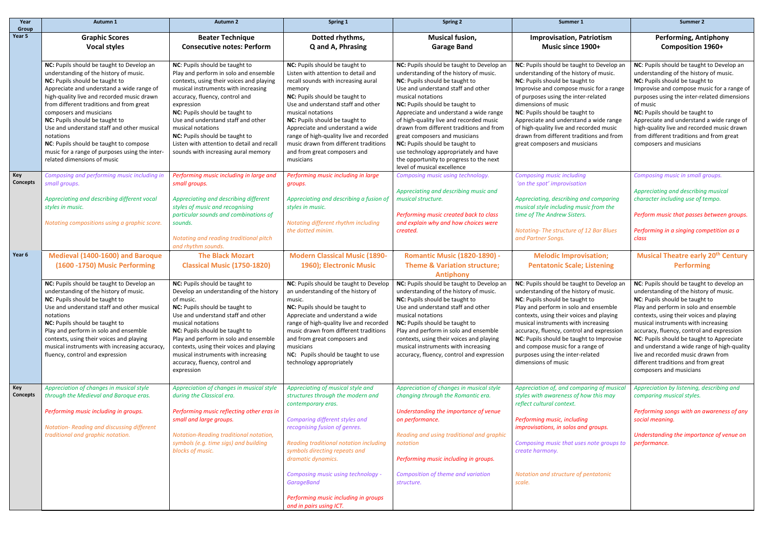| Year Group | Autumn 1 | Autumn 2 | Spring 1 | Spring 2 | Summer 1 | Summer 2 |
|---|---|---|---|---|---|---|
| Year 5 | **Graphic Scores<br>Vocal styles** | **Beater Technique<br>Consecutive notes: Perform** | **Dotted rhythms,<br>Q and A, Phrasing** | **Musical fusion,<br>Garage Band** | **Improvisation, Patriotism<br>Music since 1900+** | **Performing, Antiphony<br>Composition 1960+** |
| | **NC:** Pupils should be taught to Develop an understanding of the history of music.<br>**NC:** Pupils should be taught to Appreciate and understand a wide range of high-quality live and recorded music drawn from different traditions and from great composers and musicians<br>**NC:** Pupils should be taught to Use and understand staff and other musical notations<br>**NC**: Pupils should be taught to compose music for a range of purposes using the inter-related dimensions of music | **NC**: Pupils should be taught to Play and perform in solo and ensemble contexts, using their voices and playing musical instruments with increasing accuracy, fluency, control and expression<br>**NC:** Pupils should be taught to Use and understand staff and other musical notations<br>**NC:** Pupils should be taught to Listen with attention to detail and recall sounds with increasing aural memory | **NC:** Pupils should be taught to Listen with attention to detail and recall sounds with increasing aural memory<br>**NC:** Pupils should be taught to Use and understand staff and other musical notations<br>**NC:** Pupils should be taught to Appreciate and understand a wide range of high-quality live and recorded music drawn from different traditions and from great composers and musicians | **NC:** Pupils should be taught to Develop an understanding of the history of music.<br>**NC**: Pupils should be taught to Use and understand staff and other musical notations<br>**NC:** Pupils should be taught to Appreciate and understand a wide range of high-quality live and recorded music drawn from different traditions and from great composers and musicians<br>**NC:** Pupils should be taught to use technology appropriately and have the opportunity to progress to the next level of musical excellence | **NC:** Pupils should be taught to Develop an understanding of the history of music.<br>**NC:** Pupils should be taught to Improvise and compose music for a range of purposes using the inter-related dimensions of music<br>**NC:** Pupils should be taught to Appreciate and understand a wide range of high-quality live and recorded music drawn from different traditions and from great composers and musicians | **NC**: Pupils should be taught to Develop an understanding of the history of music.<br>**NC:** Pupils should be taught to Improvise and compose music for a range of purposes using the inter-related dimensions of music<br>**NC:** Pupils should be taught to Appreciate and understand a wide range of high-quality live and recorded music drawn from different traditions and from great composers and musicians |
| Key Concepts | *Composing and performing music including in small groups.*<br><br>*Appreciating and describing different vocal styles in music.*<br><br>*Notating compositions using a graphic score.* | *Performing music including in large and small groups.*<br><br>*Appreciating and describing different styles of music and recognising particular sounds and combinations of sounds.*<br><br>*Notating and reading traditional pitch and rhythm sounds.* | *Performing music including in large groups.*<br><br>*Appreciating and describing a fusion of styles in music.*<br><br>*Notating different rhythm including the dotted minim.* | *Composing music using technology.*<br><br>*Appreciating and describing music and musical structure.*<br><br>*Performing music created back to class and explain why and how choices were created.* | *Composing music including 'on the spot' improvisation*<br><br>*Appreciating, describing and comparing musical style including music from the time of The Andrew Sisters.*<br><br>*Notating- The structure of 12 Bar Blues and Partner Songs.* | *Composing music in small groups.*<br><br>*Appreciating and describing musical character including use of tempo.*<br><br>*Perform music that passes between groups.*<br><br>*Performing in a singing competition as a class* |
| Year 6 | **Medieval (1400-1600) and Baroque (1600 -1750) Music Performing** | **The Black Mozart<br>Classical Music (1750-1820)** | **Modern Classical Music (1890-1960); Electronic Music** | **Romantic Music (1820-1890) - Theme & Variation structure; Antiphony** | **Melodic Improvisation; Pentatonic Scale; Listening** | **Musical Theatre early 20th Century Performing** |
| | **NC:** Pupils should be taught to Develop an understanding of the history of music.<br>**NC:** Pupils should be taught to Use and understand staff and other musical notations<br>**NC:** Pupils should be taught to Play and perform in solo and ensemble contexts, using their voices and playing musical instruments with increasing accuracy, fluency, control and expression | **NC:** Pupils should be taught to Develop an understanding of the history of music.<br>**NC:** Pupils should be taught to Use and understand staff and other musical notations<br>**NC:** Pupils should be taught to Play and perform in solo and ensemble contexts, using their voices and playing musical instruments with increasing accuracy, fluency, control and expression | **NC:** Pupils should be taught to Develop an understanding of the history of music.<br>**NC:** Pupils should be taught to Appreciate and understand a wide range of high-quality live and recorded music drawn from different traditions and from great composers and musicians<br>**NC:** Pupils should be taught to use technology appropriately | **NC:** Pupils should be taught to Develop an understanding of the history of music.<br>**NC:** Pupils should be taught to Use and understand staff and other musical notations<br>**NC:** Pupils should be taught to Play and perform in solo and ensemble contexts, using their voices and playing musical instruments with increasing accuracy, fluency, control and expression | **NC:** Pupils should be taught to Develop an understanding of the history of music.<br>**NC:** Pupils should be taught to Play and perform in solo and ensemble contexts, using their voices and playing musical instruments with increasing accuracy, fluency, control and expression<br>**NC:** Pupils should be taught to Improvise and compose music for a range of purposes using the inter-related dimensions of music | **NC:** Pupils should be taught to develop an understanding of the history of music.<br>**NC:** Pupils should be taught to Play and perform in solo and ensemble contexts, using their voices and playing musical instruments with increasing accuracy, fluency, control and expression<br>**NC:** Pupils should be taught to Appreciate and understand a wide range of high-quality live and recorded music drawn from different traditions and from great composers and musicians |
| Key Concepts | *Appreciation of changes in musical style through the Medieval and Baroque eras.*<br><br>*Performing music including in groups.*<br><br>*Notation- Reading and discussing different traditional and graphic notation.* | *Appreciation of changes in musical style during the Classical era.*<br><br>*Performing music reflecting other eras in small and large groups.*<br><br>*Notation-Reading traditional notation, symbols (e.g. time sigs) and building blocks of music.* | *Appreciating of musical style and structures through the modern and contemporary eras.*<br><br>*Comparing different styles and recognising fusion of genres.*<br><br>*Reading traditional notation including symbols directing repeats and dramatic dynamics.*<br><br>*Composing music using technology - GarageBand*<br><br>*Performing music including in groups and in pairs using ICT.* | *Appreciation of changes in musical style changing through the Romantic era.*<br><br>*Understanding the importance of venue on performance.*<br><br>*Reading and using traditional and graphic notation*<br><br>*Performing music including in groups.*<br><br>*Composition of theme and variation structure.* | *Appreciation of, and comparing of musical styles with awareness of how this may reflect cultural context.*<br><br>*Performing music, including improvisations, in solos and groups.*<br><br>*Composing music that uses note groups to create harmony.*<br><br>*Notation and structure of pentatonic scale.* | *Appreciation by listening, describing and comparing musical styles.*<br><br>*Performing songs with an awareness of any social meaning.*<br><br>*Understanding the importance of venue on performance.* |